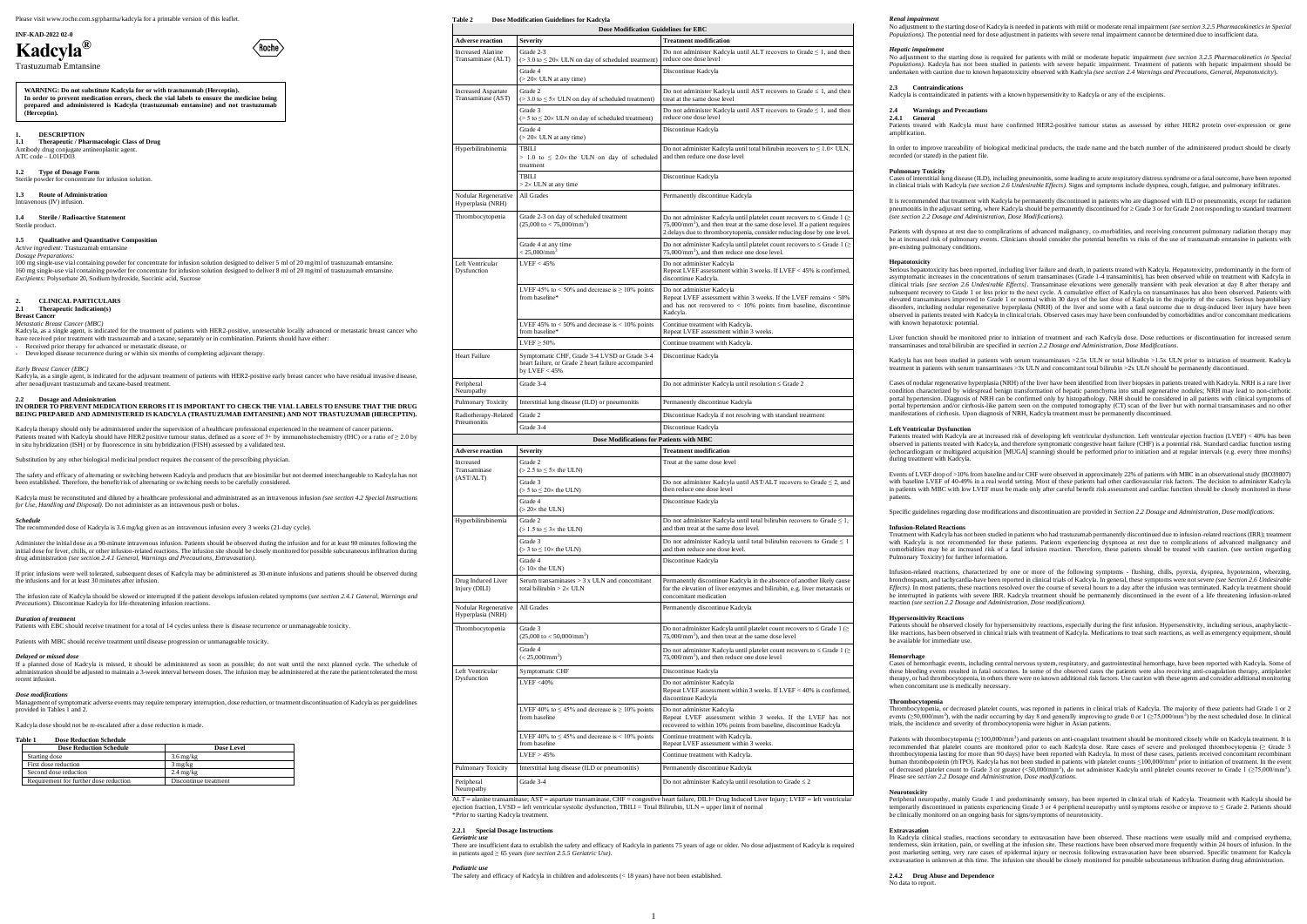Please visit www.roche.com.sg/pharma/kadcyla for a printable version of this leaflet.

INF-KAD-2022 02-0

# Kadcyla®

Trastuzumab Emtansine

**WARNING: Do not substitute Kadcyla for or with trastuzumab (Herceptin). In order to prevent medication errors, check the vial labels to ensure the medicine being prepared and administered is Kadcyla (trastuzumab emtansine) and not trastuzumab (Herceptin).**

## 1. DESCRIPTION

### 1.1 Therapeutic / Pharmacologic Class of Drug

Antibody drug conjugate antineoplastic agent.
ATC code – L01FD03

### 1.2 Type of Dosage Form

Sterile powder for concentrate for infusion solution.

### 1.3 Route of Administration

Intravenous (IV) infusion.

### 1.4 Sterile / Radioactive Statement

Sterile product.

### 1.5 Qualitative and Quantitative Composition

*Active ingredient:* Trastuzumab emtansine
*Dosage Preparations:*
100 mg single-use vial containing powder for concentrate for infusion solution designed to deliver 5 ml of 20 mg/ml of trastuzumab emtansine.
160 mg single-use vial containing powder for concentrate for infusion solution designed to deliver 8 ml of 20 mg/ml of trastuzumab emtansine.
*Excipients:* Polysorbate 20, Sodium hydroxide, Succinic acid, Sucrose

## 2. CLINICAL PARTICULARS

### 2.1 Therapeutic Indication(s)

**Breast Cancer**

*Metastatic Breast Cancer (MBC)*

Kadcyla, as a single agent, is indicated for the treatment of patients with HER2-positive, unresectable locally advanced or metastatic breast cancer who have received prior treatment with trastuzumab and a taxane, separately or in combination. Patients should have either:

- Received prior therapy for advanced or metastatic disease, or
- Developed disease recurrence during or within six months of completing adjuvant therapy.

*Early Breast Cancer (EBC)*

Kadcyla, as a single agent, is indicated for the adjuvant treatment of patients with HER2-positive early breast cancer who have residual invasive disease, after neoadjuvant trastuzumab and taxane-based treatment.

### 2.2 Dosage and Administration

**IN ORDER TO PREVENT MEDICATION ERRORS IT IS IMPORTANT TO CHECK THE VIAL LABELS TO ENSURE THAT THE DRUG BEING PREPARED AND ADMINISTERED IS KADCYLA (TRASTUZUMAB EMTANSINE) AND NOT TRASTUZUMAB (HERCEPTIN).**

Kadcyla therapy should only be administered under the supervision of a healthcare professional experienced in the treatment of cancer patients. Patients treated with Kadcyla should have HER2 positive tumour status, defined as a score of 3+ by immunohistochemistry (IHC) or a ratio of ≥ 2.0 by in situ hybridization (ISH) or by fluorescence in situ hybridization (FISH) assessed by a validated test.

Substitution by any other biological medicinal product requires the consent of the prescribing physician.

The safety and efficacy of alternating or switching between Kadcyla and products that are biosimilar but not deemed interchangeable to Kadcyla has not been established. Therefore, the benefit/risk of alternating or switching needs to be carefully considered.

Kadcyla must be reconstituted and diluted by a healthcare professional and administered as an intravenous infusion *(see section 4.2 Special Instructions for Use, Handling and Disposal)*. Do not administer as an intravenous push or bolus.

*Schedule*

The recommended dose of Kadcyla is 3.6 mg/kg given as an intravenous infusion every 3 weeks (21-day cycle).

Administer the initial dose as a 90-minute intravenous infusion. Patients should be observed during the infusion and for at least 90 minutes following the initial dose for fever, chills, or other infusion-related reactions. The infusion site should be closely monitored for possible subcutaneous infiltration during drug administration *(see section 2.4.1 General, Warnings and Precautions, Extravasation)*.

If prior infusions were well tolerated, subsequent doses of Kadcyla may be administered as 30-minute infusions and patients should be observed during the infusions and for at least 30 minutes after infusion.

The infusion rate of Kadcyla should be slowed or interrupted if the patient develops infusion-related symptoms *(see section 2.4.1 General, Warnings and Precautions)*. Discontinue Kadcyla for life-threatening infusion reactions.

*Duration of treatment*

Patients with EBC should receive treatment for a total of 14 cycles unless there is disease recurrence or unmanageable toxicity.

Patients with MBC should receive treatment until disease progression or unmanageable toxicity.

*Delayed or missed dose*

If a planned dose of Kadcyla is missed, it should be administered as soon as possible; do not wait until the next planned cycle. The schedule of administration should be adjusted to maintain a 3-week interval between doses. The infusion may be administered at the rate the patient tolerated the most recent infusion.

*Dose modifications*

Management of symptomatic adverse events may require temporary interruption, dose reduction, or treatment discontinuation of Kadcyla as per guidelines provided in Tables 1 and 2.

Kadcyla dose should not be re-escalated after a dose reduction is made.

**Table 1 Dose Reduction Schedule**

| Dose Reduction Schedule | Dose Level |
|---|---|
| Starting dose | 3.6 mg/kg |
| First dose reduction | 3 mg/kg |
| Second dose reduction | 2.4 mg/kg |
| Requirement for further dose reduction | Discontinue treatment |

**Table 2 Dose Modification Guidelines for Kadcyla**

| Adverse reaction | Severity | Treatment modification |
|---|---|---|
| **Dose Modification Guidelines for EBC** | | |
| Increased Alanine Transaminase (ALT) | Grade 2-3 (> 3.0 to ≤ 20× ULN on day of scheduled treatment) | Do not administer Kadcyla until ALT recovers to Grade ≤ 1, and then reduce one dose level |
| | Grade 4 (> 20× ULN at any time) | Discontinue Kadcyla |
| Increased Aspartate Transaminase (AST) | Grade 2 (> 3.0 to ≤ 5× ULN on day of scheduled treatment) | Do not administer Kadcyla until AST recovers to Grade ≤ 1, and then treat at the same dose level |
| | Grade 3 (> 5 to ≤ 20× ULN on day of scheduled treatment) | Do not administer Kadcyla until AST recovers to Grade ≤ 1, and then reduce one dose level |
| | Grade 4 (> 20× ULN at any time) | Discontinue Kadcyla |
| Hyperbilirubinemia | TBILI > 1.0 to ≤ 2.0× the ULN on day of scheduled treatment | Do not administer Kadcyla until total bilirubin recovers to ≤ 1.0× ULN, and then reduce one dose level |
| | TBILI > 2× ULN at any time | Discontinue Kadcyla |
| Nodular Regenerative Hyperplasia (NRH) | All Grades | Permanently discontinue Kadcyla |
| Thrombocytopenia | Grade 2-3 on day of scheduled treatment (25,000 to < 75,000/mm³) | Do not administer Kadcyla until platelet count recovers to ≤ Grade 1 (≥ 75,000/mm³), and then treat at the same dose level. If a patient requires 2 delays due to thrombocytopenia, consider reducing dose by one level. |
| | Grade 4 at any time < 25,000/mm³ | Do not administer Kadcyla until platelet count recovers to ≤ Grade 1 (≥ 75,000/mm³), and then reduce one dose level. |
| Left Ventricular Dysfunction | LVEF < 45% | Do not administer Kadcyla. Repeat LVEF assessment within 3 weeks. If LVEF < 45% is confirmed, discontinue Kadcyla. |
| | LVEF 45% to < 50% and decrease is ≥ 10% points from baseline* | Do not administer Kadcyla. Repeat LVEF assessment within 3 weeks. If the LVEF remains < 50% and has not recovered to < 10% points from baseline, discontinue Kadcyla. |
| | LVEF 45% to < 50% and decrease is < 10% points from baseline* | Continue treatment with Kadcyla. Repeat LVEF assessment within 3 weeks. |
| | LVEF ≥ 50% | Continue treatment with Kadcyla. |
| Heart Failure | Symptomatic CHF, Grade 3-4 LVSD or Grade 3-4 heart failure, or Grade 2 heart failure accompanied by LVEF < 45% | Discontinue Kadcyla |
| Peripheral Neuropathy | Grade 3-4 | Do not administer Kadcyla until resolution ≤ Grade 2 |
| Pulmonary Toxicity | Interstitial lung disease (ILD) or pneumonitis | Permanently discontinue Kadcyla |
| Radiotherapy-Related Pneumonitis | Grade 2 | Discontinue Kadcyla if not resolving with standard treatment |
| | Grade 3-4 | Discontinue Kadcyla |
| **Dose Modifications for Patients with MBC** | | |
| **Adverse reaction** | **Severity** | **Treatment modification** |
| Increased Transaminase (AST/ALT) | Grade 2 (> 2.5 to ≤ 5× the ULN) | Treat at the same dose level |
| | Grade 3 (> 5 to ≤ 20× the ULN) | Do not administer Kadcyla until AST/ALT recovers to Grade ≤ 2, and then reduce one dose level |
| | Grade 4 (> 20× the ULN) | Discontinue Kadcyla |
| Hyperbilirubinemia | Grade 2 (> 1.5 to ≤ 3× the ULN) | Do not administer Kadcyla until total bilirubin recovers to Grade ≤ 1, and then treat at the same dose level. |
| | Grade 3 (> 3 to ≤ 10× the ULN) | Do not administer Kadcyla until total bilirubin recovers to Grade ≤ 1 and then reduce one dose level |
| | Grade 4 (> 10× the ULN) | Discontinue Kadcyla |
| Drug Induced Liver Injury (DILI) | Serum transaminases > 3 x ULN and concomitant total bilirubin > 2× ULN | Permanently discontinue Kadcyla in the absence of another likely cause for the elevation of liver enzymes and bilirubin, e.g. liver metastasis or concomitant medication |
| Nodular Regenerative Hyperplasia (NRH) | All Grades | Permanently discontinue Kadcyla |
| Thrombocytopenia | Grade 3 (25,000 to < 50,000/mm³) | Do not administer Kadcyla until platelet count recovers to ≤ Grade 1 (≥ 75,000/mm³), and then treat at the same dose level |
| | Grade 4 (< 25,000/mm³) | Do not administer Kadcyla until platelet count recovers to ≤ Grade 1 (≥ 75,000/mm³), and then reduce one dose level |
| Left Ventricular Dysfunction | Symptomatic CHF | Discontinue Kadcyla |
| | LVEF <40% | Do not administer Kadcyla. Repeat LVEF assessment within 3 weeks. If LVEF < 40% is confirmed, discontinue Kadcyla |
| | LVEF 40% to ≤ 45% and decrease is ≥ 10% points from baseline | Do not administer Kadcyla. Repeat LVEF assessment within 3 weeks. If the LVEF has not recovered to within 10% points from baseline, discontinue Kadcyla |
| | LVEF 40% to ≤ 45% and decrease is < 10% points from baseline | Continue treatment with Kadcyla. Repeat LVEF assessment within 3 weeks. |
| | LVEF > 45% | Continue treatment with Kadcyla. |
| Pulmonary Toxicity | Interstitial lung disease (ILD) or pneumonitis) | Permanently discontinue Kadcyla |
| Peripheral Neuropathy | Grade 3-4 | Do not administer Kadcyla until resolution to Grade ≤ 2 |

ALT = alanine transaminase; AST = aspartate transaminase, CHF = congestive heart failure, DILI= Drug Induced Liver Injury; LVEF = left ventricular ejection fraction, LVSD = left ventricular systolic dysfunction, TBILI = Total Bilirubin, ULN = upper limit of normal
*Prior to starting Kadcyla treatment.

#### 2.2.1 Special Dosage Instructions

*Geriatric use*

There are insufficient data to establish the safety and efficacy of Kadcyla in patients 75 years of age or older. No dose adjustment of Kadcyla is required in patients aged ≥ 65 years *(see section 2.5.5 Geriatric Use)*.

*Pediatric use*

The safety and efficacy of Kadcyla in children and adolescents (< 18 years) have not been established.

*Renal impairment*

No adjustment to the starting dose of Kadcyla is needed in patients with mild or moderate renal impairment *(see section 3.2.5 Pharmacokinetics in Special Populations)*. The potential need for dose adjustment in patients with severe renal impairment cannot be determined due to insufficient data.

*Hepatic impairment*

No adjustment to the starting dose is required for patients with mild or moderate hepatic impairment *(see section 3.2.5 Pharmacokinetics in Special Populations)*. Kadcyla has not been studied in patients with severe hepatic impairment. Treatment of patients with hepatic impairment should be undertaken with caution due to known hepatotoxicity observed with Kadcyla *(see section 2.4 Warnings and Precautions, General, Hepatotoxicity)*.

### 2.3 Contraindications

Kadcyla is contraindicated in patients with a known hypersensitivity to Kadcyla or any of the excipients.

### 2.4 Warnings and Precautions

#### 2.4.1 General

Patients treated with Kadcyla must have confirmed HER2-positive tumour status as assessed by either HER2 protein over-expression or gene amplification.

In order to improve traceability of biological medicinal products, the trade name and the batch number of the administered product should be clearly recorded (or stated) in the patient file.

**Pulmonary Toxicity**

Cases of interstitial lung disease (ILD), including pneumonitis, some leading to acute respiratory distress syndrome or a fatal outcome, have been reported in clinical trials with Kadcyla *(see section 2.6 Undesirable Effects)*. Signs and symptoms include dyspnea, cough, fatigue, and pulmonary infiltrates.

It is recommended that treatment with Kadcyla be permanently discontinued in patients who are diagnosed with ILD or pneumonitis, except for radiation pneumonitis in the adjuvant setting, where Kadcyla should be permanently discontinued for ≥ Grade 3 or for Grade 2 not responding to standard treatment *(see section 2.2 Dosage and Administration, Dose Modifications)*.

Patients with dyspnea at rest due to complications of advanced malignancy, co-morbidities, and receiving concurrent pulmonary radiation therapy may be at increased risk of pulmonary events. Clinicians should consider the potential benefits vs risks of the use of trastuzumab emtansine in patients with pre-existing pulmonary conditions.

**Hepatotoxicity**

Serious hepatotoxicity has been reported, including liver failure and death, in patients treated with Kadcyla. Hepatotoxicity, predominantly in the form of asymptomatic increases in the concentrations of serum transaminases (Grade 1-4 transaminitis), has been observed while on treatment with Kadcyla in clinical trials *[see section 2.6 Undesirable Effects]*. Transaminase elevations were generally transient with peak elevation at day 8 after therapy and subsequent recovery to Grade 1 or less prior to the next cycle. A cumulative effect of Kadcyla on transaminases has also been observed. Patients with elevated transaminases improved to Grade 1 or normal within 30 days of the last dose of Kadcyla in the majority of the cases. Serious hepatobiliary disorders, including nodular regenerative hyperplasia (NRH) of the liver and some with a fatal outcome due to drug-induced liver injury have been observed in patients treated with Kadcyla in clinical trials. Observed cases may have been confounded by comorbidities and/or concomitant medications with known hepatotoxic potential.

Liver function should be monitored prior to initiation of treatment and each Kadcyla dose. Dose reductions or discontinuation for increased serum transaminases and total bilirubin are specified in *section 2.2 Dosage and Administration, Dose Modifications*.

Kadcyla has not been studied in patients with serum transaminases >2.5x ULN or total bilirubin >1.5x ULN prior to initiation of treatment. Kadcyla treatment in patients with serum transaminases >3x ULN and concomitant total bilirubin >2x ULN should be permanently discontinued.

Cases of nodular regenerative hyperplasia (NRH) of the liver have been identified from liver biopsies in patients treated with Kadcyla. NRH is a rare liver condition characterized by widespread benign transformation of hepatic parenchyma into small regenerative nodules; NRH may lead to non-cirrhotic portal hypertension. Diagnosis of NRH can be confirmed only by histopathology. NRH should be considered in all patients with clinical symptoms of portal hypertension and/or cirrhosis-like pattern seen on the computed tomography (CT) scan of the liver but with normal transaminases and no other manifestations of cirrhosis. Upon diagnosis of NRH, Kadcyla treatment must be permanently discontinued.

**Left Ventricular Dysfunction**

Patients treated with Kadcyla are at increased risk of developing left ventricular dysfunction. Left ventricular ejection fraction (LVEF) < 40% has been observed in patients treated with Kadcyla, and therefore symptomatic congestive heart failure (CHF) is a potential risk. Standard cardiac function testing (echocardiogram or multigated acquisition [MUGA] scanning) should be performed prior to initiation and at regular intervals (e.g. every three months) during treatment with Kadcyla.

Events of LVEF drop of >10% from baseline and/or CHF were observed in approximately 22% of patients with MBC in an observational study (BO39807) with baseline LVEF of 40-49% in a real world setting. Most of these patients had other cardiovascular risk factors. The decision to administer Kadcyla in patients with MBC with low LVEF must be made only after careful benefit risk assessment and cardiac function should be closely monitored in these patients.

Specific guidelines regarding dose modifications and discontinuation are provided in *Section 2.2 Dosage and Administration, Dose modifications*.

**Infusion-Related Reactions**

Treatment with Kadcyla has not been studied in patients who had trastuzumab permanently discontinued due to infusion-related reactions (IRR); treatment with Kadcyla is not recommended for these patients. Patients experiencing dyspnea at rest due to complications of advanced malignancy and comorbidities may be at increased risk of a fatal infusion reaction. Therefore, these patients should be treated with caution. (see section regarding Pulmonary Toxicity) for further information.

Infusion-related reactions, characterized by one or more of the following symptoms - flushing, chills, pyrexia, dyspnea, hypotension, wheezing, bronchospasm, and tachycardia-have been reported in clinical trials of Kadcyla. In general, these symptoms were not severe *(see Section 2.6 Undesirable Effects)*. In most patients, these reactions resolved over the course of several hours to a day after the infusion was terminated. Kadcyla treatment should be interrupted in patients with severe IRR. Kadcyla treatment should be permanently discontinued in the event of a life threatening infusion-related reaction *(see section 2.2 Dosage and Administration, Dose modifications)*.

**Hypersensitivity Reactions**

Patients should be observed closely for hypersensitivity reactions, especially during the first infusion. Hypersensitivity, including serious, anaphylactic-like reactions, has been observed in clinical trials with treatment of Kadcyla. Medications to treat such reactions, as well as emergency equipment, should be available for immediate use.

**Hemorrhage**

Cases of hemorrhagic events, including central nervous system, respiratory, and gastrointestinal hemorrhage, have been reported with Kadcyla. Some of these bleeding events resulted in fatal outcomes. In some of the observed cases the patients were also receiving anti-coagulation therapy, antiplatelet therapy, or had thrombocytopenia, in others there were no known additional risk factors. Use caution with these agents and consider additional monitoring when concomitant use is medically necessary.

**Thrombocytopenia**

Thrombocytopenia, or decreased platelet counts, was reported in patients in clinical trials of Kadcyla. The majority of these patients had Grade 1 or 2 events (≥50,000/mm³), with the nadir occurring by day 8 and generally improving to grade 0 or 1 (≥75,000/mm³) by the next scheduled dose. In clinical trials, the incidence and severity of thrombocytopenia were higher in Asian patients.

Patients with thrombocytopenia (≤100,000/mm³) and patients on anti-coagulant treatment should be monitored closely while on Kadcyla treatment. It is recommended that platelet counts are monitored prior to each Kadcyla dose. Rare cases of severe and prolonged thrombocytopenia (≥ Grade 3 thrombocytopenia lasting for more than 90 days) have been reported with Kadcyla. In most of these cases, patients received concomitant recombinant human thrombopoietin (rhTPO). Kadcyla has not been studied in patients with platelet counts ≤100,000/mm³ prior to initiation of treatment. In the event of decreased platelet count to Grade 3 or greater (<50,000/mm³), do not administer Kadcyla until platelet counts recover to Grade 1 (≥75,000/mm³). Please see *section 2.2 Dosage and Administration, Dose modifications*.

**Neurotoxicity**

Peripheral neuropathy, mainly Grade 1 and predominantly sensory, has been reported in clinical trials of Kadcyla. Treatment with Kadcyla should be temporarily discontinued in patients experiencing Grade 3 or 4 peripheral neuropathy until symptoms resolve or improve to ≤ Grade 2. Patients should be clinically monitored on an ongoing basis for signs/symptoms of neurotoxicity.

**Extravasation**

In Kadcyla clinical studies, reactions secondary to extravasation have been observed. These reactions were usually mild and comprised erythema, tenderness, skin irritation, pain, or swelling at the infusion site. These reactions have been observed more frequently within 24 hours of infusion. In the post marketing setting, very rare cases of epidermal injury or necrosis following extravasation have been observed. Specific treatment for Kadcyla extravasation is unknown at this time. The infusion site should be closely monitored for possible subcutaneous infiltration during drug administration.

#### 2.4.2 Drug Abuse and Dependence

No data to report.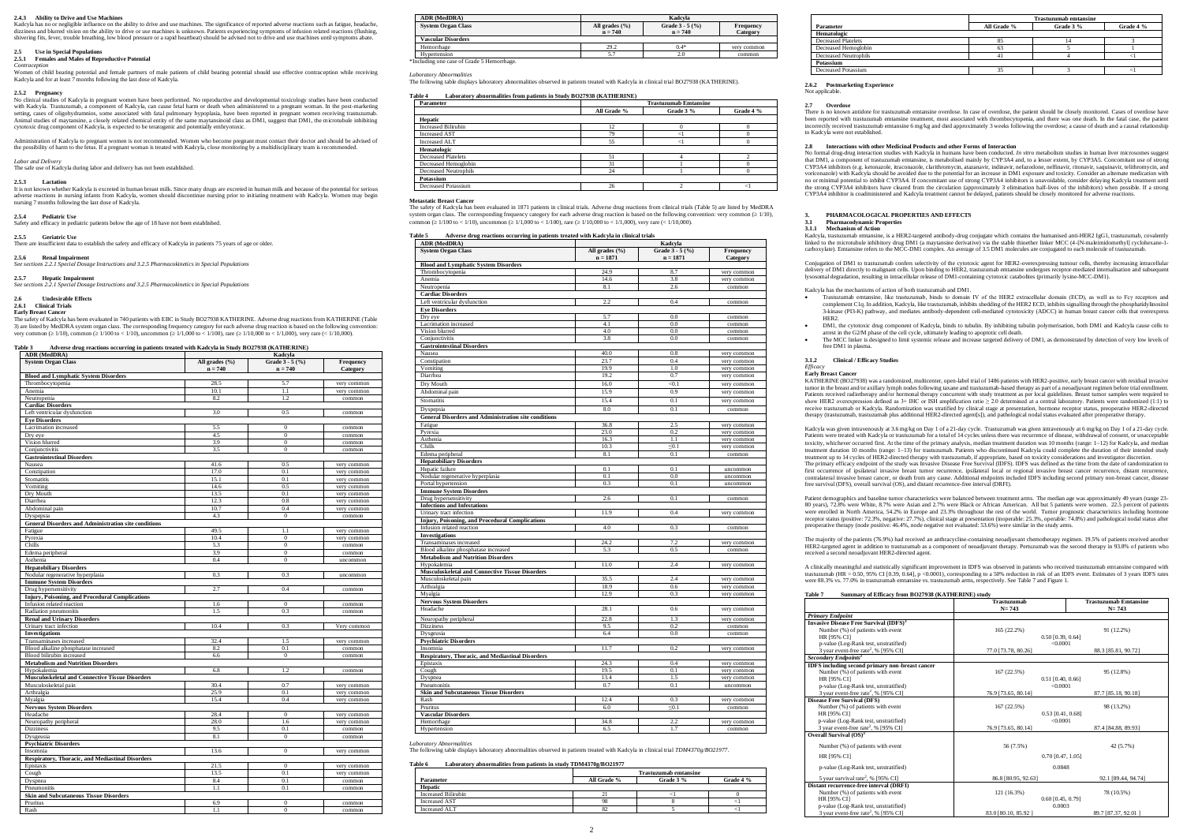### 2.4.3 Ability to Drive and Use Machines

Kadcyla has no or negligible influence on the ability to drive and use machines. The significance of reported adverse reactions such as fatigue, headache, dizziness and blurred vision on the ability to drive or use machines is unknown. Patients experiencing symptoms of infusion related reactions (flushing, shivering fits, fever, trouble breathing, low blood pressure or a rapid heartbeat) should be advised not to drive and use machines until symptoms abate.

### 2.5 Use in Special Populations

#### 2.5.1 Females and Males of Reproductive Potential

*Contraception*

Women of child bearing potential and female partners of male patients of child bearing potential should use effective contraception while receiving Kadcyla and for at least 7 months following the last dose of Kadcyla.

#### 2.5.2 Pregnancy

No clinical studies of Kadcyla in pregnant women have been performed. No reproductive and developmental toxicology studies have been conducted with Kadcyla. Trastuzumab, a component of Kadcyla, can cause fetal harm or death when administered to a pregnant woman. In the post-marketing setting, cases of oligohydramnios, some associated with fatal pulmonary hypoplasia, have been reported in pregnant women receiving trastuzumab. Animal studies of maytansine, a closely related chemical entity of the same maytansinoid class as DM1, suggest that DM1, the microtubule inhibiting cytotoxic drug component of Kadcyla, is expected to be teratogenic and potentially embryotoxic.

Administration of Kadcyla to pregnant women is not recommended. Women who become pregnant must contact their doctor and should be advised of the possibility of harm to the fetus. If a pregnant woman is treated with Kadcyla, close monitoring by a multidisciplinary team is recommended.

*Labor and Delivery*

The safe use of Kadcyla during labor and delivery has not been established.

#### 2.5.3 Lactation

It is not known whether Kadcyla is excreted in human breast milk. Since many drugs are excreted in human milk and because of the potential for serious adverse reactions in nursing infants from Kadcyla, women should discontinue nursing prior to initiating treatment with Kadcyla. Women may begin nursing 7 months following the last dose of Kadcyla.

#### 2.5.4 Pediatric Use

Safety and efficacy in pediatric patients below the age of 18 years have not been established.

#### 2.5.5 Geriatric Use

There are insufficient data to establish the safety and efficacy of Kadcyla in patients 75 years of age or older.

#### 2.5.6 Renal Impairment

*See sections 2.2.1 Special Dosage Instructions and 3.2.5 Pharmacokinetics in Special Populations*

#### 2.5.7 Hepatic Impairment

*See sections 2.2.1 Special Dosage Instructions and 3.2.5 Pharmacokinetics in Special Populations*

### 2.6 Undesirable Effects

#### 2.6.1 Clinical Trials

**Early Breast Cancer**

The safety of Kadcyla has been evaluated in 740 patients with EBC in Study BO27938 KATHERINE. Adverse drug reactions from KATHERINE (Table 3) are listed by MedDRA system organ class. The corresponding frequency category for each adverse drug reaction is based on the following convention: very common (≥ 1/10), common (≥ 1/100 to < 1/10), uncommon (≥ 1/1,000 to < 1/100), rare (≥ 1/10,000 to < 1/1,000), very rare (< 1/10,000).

**Table 3 Adverse drug reactions occurring in patients treated with Kadcyla in Study BO27938 (KATHERINE)**

| ADR (MedDRA) | Kadcyla | | |
|---|---|---|---|
| System Organ Class | All grades (%) n = 740 | Grade 3 - 5 (%) n = 740 | Frequency Category |
| **Blood and Lymphatic System Disorders** | | | |
| Thrombocytopenia | 28.5 | 5.7 | very common |
| Anemia | 10.1 | 1.1 | very common |
| Neutropenia | 8.2 | 1.2 | common |
| **Cardiac Disorders** | | | |
| Left ventricular dysfunction | 3.0 | 0.5 | common |
| **Eye Disorders** | | | |
| Lacrimation increased | 5.5 | 0 | common |
| Dry eye | 4.5 | 0 | common |
| Vision blurred | 3.9 | 0 | common |
| Conjunctivitis | 3.5 | 0 | common |
| **Gastrointestinal Disorders** | | | |
| Nausea | 41.6 | 0.5 | very common |
| Constipation | 17.0 | 0.1 | very common |
| Stomatitis | 15.1 | 0.1 | very common |
| Vomiting | 14.6 | 0.5 | very common |
| Dry Mouth | 13.5 | 0.1 | very common |
| Diarrhea | 12.3 | 0.8 | very common |
| Abdominal pain | 10.7 | 0.4 | very common |
| Dyspepsia | 4.3 | 0 | common |
| **General Disorders and Administration site conditions** | | | |
| Fatigue | 49.5 | 1.1 | very common |
| Pyrexia | 10.4 | 0 | very common |
| Chills | 5.3 | 0 | common |
| Edema peripheral | 3.9 | 0 | common |
| Asthenia | 0.4 | 0 | uncommon |
| **Hepatobiliary Disorders** | | | |
| Nodular regenerative hyperplasia | 0.3 | 0.3 | uncommon |
| **Immune System Disorders** | | | |
| Drug hypersensitivity | 2.7 | 0.4 | common |
| **Injury, Poisoning, and Procedural Complications** | | | |
| Infusion related reaction | 1.6 | 0 | common |
| Radiation pneumonitis | 1.5 | 0.3 | common |
| **Renal and Urinary Disorders** | | | |
| Urinary tract infection | 10.4 | 0.3 | Very common |
| **Investigations** | | | |
| Transaminases increased | 32.4 | 1.5 | very common |
| Blood alkaline phosphatase increased | 8.2 | 0.1 | common |
| Blood bilirubin increased | 6.6 | 0 | common |
| **Metabolism and Nutrition Disorders** | | | |
| Hypokalemia | 6.8 | 1.2 | common |
| **Musculoskeletal and Connective Tissue Disorders** | | | |
| Musculoskeletal pain | 30.4 | 0.7 | very common |
| Arthralgia | 25.9 | 0.1 | very common |
| Myalgia | 15.4 | 0.4 | very common |
| **Nervous System Disorders** | | | |
| Headache | 28.4 | 0 | very common |
| Neuropathy peripheral | 28.0 | 1.6 | very common |
| Dizziness | 9.5 | 0.1 | common |
| Dysgeusia | 8.1 | 0 | common |
| **Psychiatric Disorders** | | | |
| Insomnia | 13.6 | 0 | very common |
| **Respiratory, Thoracic, and Mediastinal Disorders** | | | |
| Epistaxis | 21.5 | 0 | very common |
| Cough | 13.5 | 0.1 | very common |
| Dyspnea | 8.4 | 0.1 | common |
| Pneumonitis | 1.1 | 0.1 | common |
| **Skin and Subcutaneous Tissue Disorders** | | | |
| Pruritus | 6.9 | 0 | common |
| Rash | 1.1 | 0 | common |
| **Vascular Disorders** | | | |
| Hemorrhage | 29.2 | 0.4* | very common |
| Hypertension | 5.7 | 2.0 | common |

*Including one case of Grade 5 Hemorrhage.

*Laboratory Abnormalities*

The following table displays laboratory abnormalities observed in patients treated with Kadcyla in clinical trial BO27938 (KATHERINE).

**Table 4 Laboratory abnormalities from patients in Study BO27938 (KATHERINE)**

| Parameter | Trastuzumab Emtansine | | |
|---|---|---|---|
| | All Grade % | Grade 3 % | Grade 4 % |
| **Hepatic** | | | |
| Increased Bilirubin | 12 | 0 | 0 |
| Increased AST | 79 | <1 | 0 |
| Increased ALT | 55 | <1 | 0 |
| **Hematologic** | | | |
| Decreased Platelets | 51 | 4 | 2 |
| Decreased Hemoglobin | 31 | 1 | 0 |
| Decreased Neutrophils | 24 | 1 | 0 |
| **Potassium** | | | |
| Decreased Potassium | 26 | 2 | <1 |

**Metastatic Breast Cancer**

The safety of Kadcyla has been evaluated in 1871 patients in clinical trials. Adverse drug reactions from clinical trials (Table 5) are listed by MedDRA system organ class. The corresponding frequency category for each adverse drug reaction is based on the following convention: very common (≥ 1/10), common (≥ 1/100 to < 1/10), uncommon (≥ 1/1,000 to < 1/100), rare (≥ 1/10,000 to < 1/1,000), very rare (< 1/10,000).

**Table 5 Adverse drug reactions occurring in patients treated with Kadcyla in clinical trials**

| ADR (MedDRA) | Kadcyla | | |
|---|---|---|---|
| System Organ Class | All grades (%) n = 1871 | Grade 3 - 5 (%) n = 1871 | Frequency Category |
| **Blood and Lymphatic System Disorders** | | | |
| Thrombocytopenia | 24.9 | 8.7 | very common |
| Anemia | 14.6 | 3.8 | very common |
| Neutropenia | 8.1 | 2.6 | common |
| **Cardiac Disorders** | | | |
| Left ventricular dysfunction | 2.2 | 0.4 | common |
| **Eye Disorders** | | | |
| Dry eye | 5.7 | 0.0 | common |
| Lacrimation increased | 4.1 | 0.0 | common |
| Vision blurred | 4.0 | 0.0 | common |
| Conjunctivitis | 3.8 | 0.0 | common |
| **Gastrointestinal Disorders** | | | |
| Nausea | 40.0 | 0.8 | very common |
| Constipation | 23.7 | 0.4 | very common |
| Vomiting | 19.9 | 1.0 | very common |
| Diarrhea | 19.2 | 0.7 | very common |
| Dry Mouth | 16.0 | <0.1 | very common |
| Abdominal pain | 15.9 | 0.9 | very common |
| Stomatitis | 15.4 | 0.1 | very common |
| Dyspepsia | 8.0 | 0.1 | common |
| **General Disorders and Administration site conditions** | | | |
| Fatigue | 36.8 | 2.5 | very common |
| Pyrexia | 23.0 | 0.2 | very common |
| Asthenia | 16.3 | 1.1 | very common |
| Chills | 10.3 | ≤0.1 | very common |
| Edema peripheral | 8.1 | 0.1 | common |
| **Hepatobiliary Disorders** | | | |
| Hepatic failure | 0.1 | 0.1 | uncommon |
| Nodular regenerative hyperplasia | 0.1 | 0.0 | uncommon |
| Portal hypertension | 0.3 | 0.1 | uncommon |
| **Immune System Disorders** | | | |
| Drug hypersensitivity | 2.6 | 0.1 | common |
| **Infections and Infestations** | | | |
| Urinary tract infection | 11.9 | 0.4 | very common |
| **Injury, Poisoning, and Procedural Complications** | | | |
| Infusion related reaction | 4.0 | 0.3 | common |
| **Investigations** | | | |
| Transaminases increased | 24.2 | 7.2 | very common |
| Blood alkaline phosphatase increased | 5.3 | 0.5 | common |
| **Metabolism and Nutrition Disorders** | | | |
| Hypokalemia | 11.0 | 2.4 | very common |
| **Musculoskeletal and Connective Tissue Disorders** | | | |
| Musculoskeletal pain | 35.5 | 2.4 | very common |
| Arthralgia | 18.9 | 0.6 | very common |
| Myalgia | 12.9 | 0.3 | very common |
| **Nervous System Disorders** | | | |
| Headache | 28.1 | 0.6 | very common |
| Neuropathy peripheral | 22.8 | 1.3 | very common |
| Dizziness | 9.5 | 0.2 | common |
| Dysgeusia | 6.4 | 0.0 | common |
| **Psychiatric Disorders** | | | |
| Insomnia | 11.7 | 0.2 | very common |
| **Respiratory, Thoracic, and Mediastinal Disorders** | | | |
| Epistaxis | 24.3 | 0.4 | very common |
| Cough | 19.5 | 0.1 | very common |
| Dyspnea | 13.4 | 1.5 | very common |
| Pneumonitis | 0.7 | 0.1 | uncommon |
| **Skin and Subcutaneous Tissue Disorders** | | | |
| Rash | 12.4 | 0.3 | very common |
| Pruritus | 6.0 | ≤0.1 | common |
| **Vascular Disorders** | | | |
| Hemorrhage | 34.8 | 2.2 | very common |
| Hypertension | 6.5 | 1.7 | common |

*Laboratory Abnormalities*

The following table displays laboratory abnormalities observed in patients treated with Kadcyla in clinical trial *TDM4370g/BO21977*.

**Table 6 Laboratory abnormalities from patients in study TDM4370g/BO21977**

| Parameter | Trastuzumab emtansine | | |
|---|---|---|---|
| | All Grade % | Grade 3 % | Grade 4 % |
| **Hepatic** | | | |
| Increased Bilirubin | 21 | <1 | 0 |
| Increased AST | 98 | 8 | <1 |
| Increased ALT | 82 | 5 | <1 |
| **Hematologic** | | | |
| Decreased Platelets | 85 | 14 | 3 |
| Decreased Hemoglobin | 63 | 5 | 1 |
| Decreased Neutrophils | 41 | 4 | <1 |
| **Potassium** | | | |
| Decreased Potassium | 35 | 3 | <1 |

#### 2.6.2 Postmarketing Experience

Not applicable.

### 2.7 Overdose

There is no known antidote for trastuzumab emtansine overdose. In case of overdose, the patient should be closely monitored. Cases of overdose have been reported with trastuzumab emtansine treatment, most associated with thrombocytopenia, and there was one death. In the fatal case, the patient incorrectly received trastuzumab emtansine 6 mg/kg and died approximately 3 weeks following the overdose; a cause of death and a causal relationship to Kadcyla were not established.

### 2.8 Interactions with other Medicinal Products and other Forms of Interaction

No formal drug-drug interaction studies with Kadcyla in humans have been conducted. *In vitro* metabolism studies in human liver microsomes suggest that DM1, a component of trastuzumab emtansine, is metabolised mainly by CYP3A4 and, to a lesser extent, by CYP3A5. Concomitant use of strong CYP3A4 inhibitors (e.g. ketonazole, itraconazole, clarithromycin, atazanavir, indinavir, nefazodone, nelfinavir, ritonavir, saquinavir, telithromycin, and voriconazole) with Kadcyla should be avoided due to the potential for an increase in DM1 exposure and toxicity. Consider an alternate medication with no or minimal potential to inhibit CYP3A4. If concomitant use of strong CYP3A4 inhibitors is unavoidable, consider delaying Kadcyla treatment until the strong CYP3A4 inhibitors have cleared from the circulation (approximately 3 elimination half-lives of the inhibitors) when possible. If a strong CYP3A4 inhibitor is coadministered and Kadcyla treatment cannot be delayed, patients should be closely monitored for adverse reactions.

## 3. PHARMACOLOGICAL PROPERTIES AND EFFECTS

### 3.1 Pharmacodynamic Properties

#### 3.1.1 Mechanism of Action

Kadcyla, trastuzumab emtansine, is a HER2-targeted antibody-drug conjugate which contains the humanised anti-HER2 IgG1, trastuzumab, covalently linked to the microtubule inhibitory drug DM1 (a maytansine derivative) via the stable thioether linker MCC (4-[N-maleimidomethyl] cyclohexane-1-carboxylate). Emtansine refers to the MCC-DM1 complex. An average of 3.5 DM1 molecules are conjugated to each molecule of trastuzumab.

Conjugation of DM1 to trastuzumab confers selectivity of the cytotoxic agent for HER2-overexpressing tumour cells, thereby increasing intracellular delivery of DM1 directly to malignant cells. Upon binding to HER2, trastuzumab emtansine undergoes receptor-mediated internalisation and subsequent lysosomal degradation, resulting in release of DM1-containing cytotoxic catabolites (primarily lysine-MCC-DM1).

Kadcyla has the mechanisms of action of both trastuzumab and DM1.

- Trastuzumab emtansine, like trastuzumab, binds to domain IV of the HER2 extracellular domain (ECD), as well as to Fcγ receptors and complement C1q. In addition, Kadcyla, like trastuzumab, inhibits shedding of the HER2 ECD, inhibits signalling through the phosphatidylinositol 3-kinase (PI3-K) pathway, and mediates antibody-dependent cell-mediated cytotoxicity (ADCC) in human breast cancer cells that overexpress HER2.
- DM1, the cytotoxic drug component of Kadcyla, binds to tubulin. By inhibiting tubulin polymerisation, both DM1 and Kadcyla cause cells to arrest in the G2/M phase of the cell cycle, ultimately leading to apoptotic cell death.
- The MCC linker is designed to limit systemic release and increase targeted delivery of DM1, as demonstrated by detection of very low levels of free DM1 in plasma.

#### 3.1.2 Clinical / Efficacy Studies

*Efficacy*

**Early Breast Cancer**

KATHERINE (BO27938) was a randomized, multicenter, open-label trial of 1486 patients with HER2-positive, early breast cancer with residual invasive tumor in the breast and/or axillary lymph nodes following taxane and trastuzumab-based therapy as part of a neoadjuvant regimen before trial enrollment. Patients received radiotherapy and/or hormonal therapy concurrent with study treatment as per local guidelines. Breast tumor samples were required to show HER2 overexpression defined as 3+ IHC or ISH amplification ratio ≥ 2.0 determined at a central laboratory. Patients were randomized (1:1) to receive trastuzumab or Kadcyla. Randomization was stratified by clinical stage at presentation, hormone receptor status, preoperative HER2-directed therapy (trastuzumab, trastuzumab plus additional HER2-directed agent[s]), and pathological nodal status evaluated after preoperative therapy.

Kadcyla was given intravenously at 3.6 mg/kg on Day 1 of a 21-day cycle. Trastuzumab was given intravenously at 6 mg/kg on Day 1 of a 21-day cycle. Patients were treated with Kadcyla or trastuzumab for a total of 14 cycles unless there was recurrence of disease, withdrawal of consent, or unacceptable toxicity, whichever occurred first. At the time of the primary analysis, median treatment duration was 10 months (range: 1–12) for Kadcyla, and median treatment duration 10 months (range: 1–13) for trastuzumab. Patients who discontinued Kadcyla could complete the duration of their intended study treatment up to 14 cycles of HER2-directed therapy with trastuzumab, if appropriate, based on toxicity considerations and investigator discretion.

The primary efficacy endpoint of the study was Invasive Disease Free Survival (IDFS). IDFS was defined as the time from the date of randomization to first occurrence of ipsilateral invasive breast tumor recurrence, ipsilateral local or regional invasive breast cancer recurrence, distant recurrence, contralateral invasive breast cancer, or death from any cause. Additional endpoints included IDFS including second primary non-breast cancer, disease free survival (DFS), overall survival (OS), and distant recurrence-free interval (DRFI).

Patient demographics and baseline tumor characteristics were balanced between treatment arms. The median age was approximately 49 years (range 23-80 years), 72.8% were White, 8.7% were Asian and 2.7% were Black or African American. All but 5 patients were women. 22.5 percent of patients were enrolled in North America, 54.2% in Europe and 23.3% throughout the rest of the world. Tumor prognostic characteristics including hormone receptor status (positive: 72.3%, negative: 27.7%), clinical stage at presentation (inoperable: 25.3%, operable: 74.8%) and pathological nodal status after preoperative therapy (node positive: 46.4%, node negative not evaluated: 53.6%) were similar in the study arms.

The majority of the patients (76.9%) had received an anthracycline-containing neoadjuvant chemotherapy regimen. 19.5% of patients received another HER2-targeted agent in addition to trastuzumab as a component of neoadjuvant therapy. Pertuzumab was the second therapy in 93.8% of patients who received a second neoadjuvant HER2-directed agent.

A clinically meaningful and statistically significant improvement in IDFS was observed in patients who received trastuzumab emtansine compared with trastuzumab (HR = 0.50, 95% CI [0.39, 0.64], p <0.0001), corresponding to a 50% reduction in risk of an IDFS event. Estimates of 3 years IDFS rates were 88.3% vs. 77.0% in trastuzumab emtansine vs. trastuzumab arms, respectively. See Table 7 and Figure 1.

**Table 7 Summary of Efficacy from BO27938 (KATHERINE) study**

| | Trastuzumab N= 743 | Trastuzumab Emtansine N= 743 |
|---|---|---|
| ***Primary Endpoint*** | | |
| **Invasive Disease Free Survival (IDFS)**[1] | | |
| Number (%) of patients with event | 165 (22.2%) | 91 (12.2%) |
| HR [95% CI] | 0.50 [0.39, 0.64] | |
| p-value (Log-Rank test, unstratified) | <0.0001 | |
| 3 year event-free rate[2], % [95% CI] | 77.0 [73.78, 80.26] | 88.3 [85.81, 90.72] |
| ***Secondary Endpoints***[1] | | |
| **IDFS including second primary non-breast cancer** | | |
| Number (%) of patients with event | 167 (22.5%) | 95 (12.8%) |
| HR [95% CI] | 0.51 [0.40, 0.66] | |
| p-value (Log-Rank test, unstratified) | <0.0001 | |
| 3 year event-free rate[2], % [95% CI] | 76.9 [73.65, 80.14] | 87.7 [85.18, 90.18] |
| **Disease Free Survival (DFS)** | | |
| Number (%) of patients with event | 167 (22.5%) | 98 (13.2%) |
| HR [95% CI] | 0.53 [0.41, 0.68] | |
| p-value (Log-Rank test, unstratified) | <0.0001 | |
| 3 year event-free rate[2], % [95% CI] | 76.9 [73.65, 80.14] | 87.4 [84.88, 89.93] |
| **Overall Survival (OS)**[3] | | |
| Number (%) of patients with event | 56 (7.5%) | 42 (5.7%) |
| HR [95% CI] | 0.70 [0.47, 1.05] | |
| p-value (Log-Rank test, unstratified) | 0.0848 | |
| 5 year survival rate[2], % [95% CI] | 86.8 [80.95, 92.63] | 92.1 [89.44, 94.74] |
| **Distant recurrence-free interval (DRFI)** | | |
| Number (%) of patients with event | 121 (16.3%) | 78 (10.5%) |
| HR [95% CI] | 0.60 [0.45, 0.79] | |
| p-value (Log-Rank test, unstratified) | 0.0003 | |
| 3 year event-free rate[2], % [95% CI] | 83.0 [80.10, 85.92 ] | 89.7 [87.37, 92.01 ] |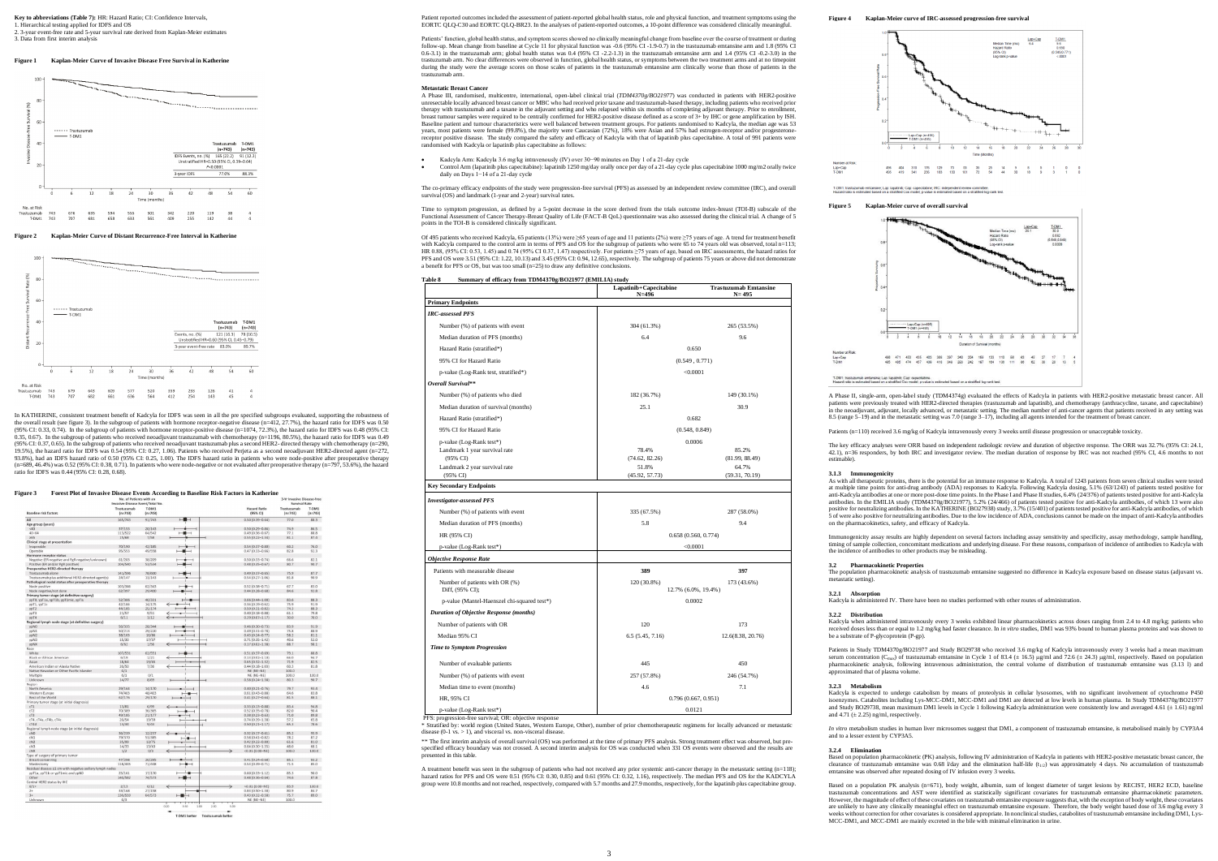**Key to abbreviations (Table 7):** HR: Hazard Ratio; CI: Confidence Intervals,
1. Hierarchical testing applied for IDFS and OS
2. 3-year event-free rate and 5-year survival rate derived from Kaplan-Meier estimates
3. Data from first interim analysis

**Figure 1 Kaplan-Meier Curve of Invasive Disease Free Survival in Katherine**

**Figure 2 Kaplan-Meier Curve of Distant Recurrence-Free Interval in Katherine**

In KATHERINE, consistent treatment benefit of Kadcyla for IDFS was seen in all the pre specified subgroups evaluated, supporting the robustness of the overall result (see figure 3). In the subgroup of patients with hormone receptor-negative disease (n=412, 27.7%), the hazard ratio for IDFS was 0.50 (95% CI: 0.33, 0.74). In the subgroup of patients with hormone receptor-positive disease (n=1074, 72.3%), the hazard ratio for IDFS was 0.48 (95% CI: 0.35, 0.67). In the subgroup of patients who received neoadjuvant trastuzumab with chemotherapy (n=1196, 80.5%), the hazard ratio for IDFS was 0.49 (95% CI: 0.37, 0.65). In the subgroup of patients who received neoadjuvant trastuzumab plus a second HER2- directed therapy with chemotherapy (n=290, 19.5%), the hazard ratio for IDFS was 0.54 (95% CI: 0.27, 1.06). Patients who received Perjeta as a second neoadjuvant HER2-directed agent (n=272, 93.8%), had an IDFS hazard ratio of 0.50 (95% CI: 0.25, 1.00). The IDFS hazard ratio in patients who were node-positive after preoperative therapy (n=689, 46.4%) was 0.52 (95% CI: 0.38, 0.71). In patients who were node-negative or not evaluated after preoperative therapy (n=797, 53.6%), the hazard ratio for IDFS was 0.44 (95% CI: 0.28, 0.68).

**Figure 3 Forest Plot of Invasive Disease Events According to Baseline Risk Factors in Katherine**

Patient reported outcomes included the assessment of patient-reported global health status, role and physical function, and treatment symptoms using the EORTC QLQ-C30 and EORTC QLQ-BR23. In the analyses of patient-reported outcomes, a 10-point difference was considered clinically meaningful.

Patients' function, global health status, and symptom scores showed no clinically meaningful change from baseline over the course of treatment or during follow-up. Mean change from baseline at Cycle 11 for physical function was -0.6 (95% CI -1.9-0.7) in the trastuzumab emtansine arm and 1.8 (95% CI 0.6-3.1) in the trastuzumab arm; global health status was 0.4 (95% CI -2.2-1.3) in the trastuzumab emtansine arm and 1.4 (95% CI -0.2-3.0) in the trastuzumab arm. No clear differences were observed in function, global health status, or symptoms between the two treatment arms and at no timepoint during the study were the average scores on those scales of patients in the trastuzumab emtansine arm clinically worse than those of patients in the trastuzumab arm.

**Metastatic Breast Cancer**

A Phase III, randomised, multicentre, international, open-label clinical trial (*TDM4370g/BO21977*) was conducted in patients with HER2-positive unresectable locally advanced breast cancer or MBC who had received prior taxane and trastuzumab-based therapy, including patients who received prior therapy with trastuzumab and a taxane in the adjuvant setting and who relapsed within six months of completing adjuvant therapy. Prior to enrollment, breast tumour samples were required to be centrally confirmed for HER2-positive disease defined as a score of 3+ by IHC or gene amplification by ISH. Baseline patient and tumour characteristics were well balanced between treatment groups. For patients randomised to Kadcyla, the median age was 53 years, most patients were female (99.8%), the majority were Caucasian (72%), 18% were Asian and 57% had estrogen-receptor and/or progesterone-receptor positive disease. The study compared the safety and efficacy of Kadcyla with that of lapatinib plus capecitabine. A total of 991 patients were randomised with Kadcyla or lapatinib plus capecitabine as follows:

- Kadcyla Arm: Kadcyla 3.6 mg/kg intravenously (IV) over 30−90 minutes on Day 1 of a 21-day cycle
- Control Arm (lapatinib plus capecitabine): lapatinib 1250 mg/day orally once per day of a 21-day cycle plus capecitabine 1000 mg/m2 orally twice daily on Days 1−14 of a 21-day cycle

The co-primary efficacy endpoints of the study were progression-free survival (PFS) as assessed by an independent review committee (IRC), and overall survival (OS) and landmark (1-year and 2-year) survival rates.

Time to symptom progression, as defined by a 5-point decrease in the score derived from the trials outcome index-breast (TOI-B) subscale of the Functional Assessment of Cancer Therapy-Breast Quality of Life (FACT-B QoL) questionnaire was also assessed during the clinical trial. A change of 5 points in the TOI-B is considered clinically significant.

Of 495 patients who received Kadcyla, 65 patients (13%) were ≥65 years of age and 11 patients (2%) were ≥75 years of age. A trend for treatment benefit with Kadcyla compared to the control arm in terms of PFS and OS for the subgroup of patients who were 65 to 74 years old was observed, total n=113; HR 0.88, (95% CI: 0.53, 1.45) and 0.74 (95% CI 0.37, 1.47) respectively. For patients ≥75 years of age, based on IRC assessments, the hazard ratios for PFS and OS were 3.51 (95% CI: 1.22, 10.13) and 3.45 (95% CI: 0.94, 12.65), respectively. The subgroup of patients 75 years or above did not demonstrate a benefit for PFS or OS, but was too small (n=25) to draw any definitive conclusions.

**Table 8 Summary of efficacy from TDM4370g/BO21977 (EMILIA) study**

| | Lapatinib+Capecitabine N=496 | Trastuzumab Emtansine N=495 |
|---|---|---|
| **Primary Endpoints** | | |
| ***IRC-assessed PFS*** | | |
| Number (%) of patients with event | 304 (61.3%) | 265 (53.5%) |
| Median duration of PFS (months) | 6.4 | 9.6 |
| Hazard Ratio (stratified*) | 0.650 | |
| 95% CI for Hazard Ratio | (0.549, 0.771) | |
| p-value (Log-Rank test, stratified*) | <0.0001 | |
| ***Overall Survival**** | | |
| Number (%) of patients who died | 182 (36.7%) | 149 (30.1%) |
| Median duration of survival (months) | 25.1 | 30.9 |
| Hazard Ratio (stratified*) | 0.682 | |
| 95% CI for Hazard Ratio | (0.548, 0.849) | |
| p-value (Log-Rank test*) | 0.0006 | |
| Landmark 1 year survival rate (95% CI) | 78.4% (74.62, 82.26) | 85.2% (81.99, 88.49) |
| Landmark 2 year survival rate (95% CI) | 51.8% (45.92, 57.73) | 64.7% (59.31, 70.19) |
| **Key Secondary Endpoints** | | |
| ***Investigator-assessed PFS*** | | |
| Number (%) of patients with event | 335 (67.5%) | 287 (58.0%) |
| Median duration of PFS (months) | 5.8 | 9.4 |
| HR (95% CI) | 0.658 (0.560, 0.774) | |
| p-value (Log-Rank test*) | <0.0001 | |
| ***Objective Response Rate*** | | |
| Patients with measurable disease | **389** | **397** |
| Number of patients with OR (%) | 120 (30.8%) | 173 (43.6%) |
| Diff, (95% CI); | 12.7% (6.0%, 19.4%) | |
| p-value (Mantel-Haenszel chi-squared test*) | 0.0002 | |
| ***Duration of Objective Response (months)*** | | |
| Number of patients with OR | 120 | 173 |
| Median 95% CI | 6.5 (5.45, 7.16) | 12.6(8.38, 20.76) |
| ***Time to Symptom Progression*** | | |
| Number of evaluable patients | 445 | 450 |
| Number (%) of patients with event | 257 (57.8%) | 246 (54.7%) |
| Median time to event (months) | 4.6 | 7.1 |
| HR, 95% CI | 0.796 (0.667, 0.951) | |
| p-value (Log-Rank test*) | 0.0121 | |

PFS: progression-free survival; OR: objective response

\* Stratified by: world region (United States, Western Europe, Other), number of prior chemotherapeutic regimens for locally advanced or metastatic disease (0-1 vs. > 1), and visceral vs. non-visceral disease.

\*\* The first interim analysis of overall survival (OS) was performed at the time of primary PFS analysis. Strong treatment effect was observed, but pre-specified efficacy boundary was not crossed. A second interim analysis for OS was conducted when 331 OS events were observed and the results are presented in this table.

A treatment benefit was seen in the subgroup of patients who had not received any prior systemic anti-cancer therapy in the metastatic setting (n=118); hazard ratios for PFS and OS were 0.51 (95% CI: 0.30, 0.85) and 0.61 (95% CI: 0.32, 1.16), respectively. The median PFS and OS for the KADCYLA group were 10.8 months and not reached, respectively, compared with 5.7 months and 27.9 months, respectively, for the lapatinib plus capecitabine group.

**Figure 4 Kaplan-Meier curve of IRC-assessed progression-free survival**

**Figure 5 Kaplan-Meier curve of overall survival**

A Phase II, single-arm, open-label study (TDM4374g) evaluated the effects of Kadcyla in patients with HER2-positive metastatic breast cancer. All patients were previously treated with HER2-directed therapies (trastuzumab and lapatinib), and chemotherapy (anthracycline, taxane, and capecitabine) in the neoadjuvant, adjuvant, locally advanced, or metastatic setting. The median number of anti-cancer agents that patients received in any setting was 8.5 (range 5–19) and in the metastatic setting was 7.0 (range 3–17), including all agents intended for the treatment of breast cancer.

Patients (n=110) received 3.6 mg/kg of Kadcyla intravenously every 3 weeks until disease progression or unacceptable toxicity.

The key efficacy analyses were ORR based on independent radiologic review and duration of objective response. The ORR was 32.7% (95% CI: 24.1, 42.1), n=36 responders, by both IRC and investigator review. The median duration of response by IRC was not reached (95% CI, 4.6 months to not estimable).

#### 3.1.3 Immunogenicity

As with all therapeutic proteins, there is the potential for an immune response to Kadcyla. A total of 1243 patients from seven clinical studies were tested at multiple time points for anti-drug antibody (ADA) responses to Kadcyla. Following Kadcyla dosing, 5.1% (63/1243) of patients tested positive for anti-Kadcyla antibodies at one or more post-dose time points. In the Phase I and Phase II studies, 6.4% (24/376) of patients tested positive for anti-Kadcyla antibodies. In the EMILIA study (TDM4370g/BO21977), 5.2% (24/466) of patients tested positive for anti-Kadcyla antibodies, of which 13 were also positive for neutralizing antibodies. In the KATHERINE (BO27938) study, 3.7% (15/401) of patients tested positive for anti-Kadcyla antibodies, of which 5 of were also positive for neutralizing antibodies. Due to the low incidence of ADA, conclusions cannot be made on the impact of anti-Kadcyla antibodies on the pharmacokinetics, safety, and efficacy of Kadcyla.

Immunogenicity assay results are highly dependent on several factors including assay sensitivity and specificity, assay methodology, sample handling, timing of sample collection, concomitant medications and underlying disease. For these reasons, comparison of incidence of antibodies to Kadcyla with the incidence of antibodies to other products may be misleading.

### 3.2 Pharmacokinetic Properties

The population pharmacokinetic analysis of trastuzumab emtansine suggested no difference in Kadcyla exposure based on disease status (adjuvant vs. metastatic setting).

#### 3.2.1 Absorption

Kadcyla is administered IV. There have been no studies performed with other routes of administration.

#### 3.2.2 Distribution

Kadcyla when administered intravenously every 3 weeks exhibited linear pharmacokinetics across doses ranging from 2.4 to 4.8 mg/kg; patients who received doses less than or equal to 1.2 mg/kg had faster clearance. In *in vitro* studies, DM1 was 93% bound to human plasma proteins and was shown to be a substrate of P-glycoprotein (P-gp).

Patients in Study TDM4370g/BO21977 and Study BO29738 who received 3.6 mg/kg of Kadcyla intravenously every 3 weeks had a mean maximum serum concentration ($C_{max}$) of trastuzumab emtansine in Cycle 1 of 83.4 (± 16.5) µg/ml and 72.6 (± 24.3) µg/ml, respectively. Based on population pharmacokinetic analysis, following intravenous administration, the central volume of distribution of trastuzumab emtansine was (3.13 l) and approximated that of plasma volume.

#### 3.2.3 Metabolism

Kadcyla is expected to undergo catabolism by means of proteolysis in cellular lysosomes, with no significant involvement of cytochrome P450 isoenzymes. Catabolites including Lys-MCC-DM1, MCC-DM1 and DM1 are detected at low levels in human plasma. In Study TDM4370g/BO21977 and Study BO29738, mean maximum DM1 levels in Cycle 1 following Kadcyla administration were consistently low and averaged 4.61 (± 1.61) ng/ml and 4.71 (± 2.25) ng/ml, respectively.

*In vitro* metabolism studies in human liver microsomes suggest that DM1, a component of trastuzumab emtansine, is metabolised mainly by CYP3A4 and to a lesser extent by CYP3A5.

#### 3.2.4 Elimination

Based on population pharmacokinetic (PK) analysis, following IV administration of Kadcyla in patients with HER2-positive metastatic breast cancer, the clearance of trastuzumab emtansine was 0.68 l/day and the elimination half-life ($t_{1/2}$) was approximately 4 days. No accumulation of trastuzumab emtansine was observed after repeated dosing of IV infusion every 3 weeks.

Based on a population PK analysis (n=671), body weight, albumin, sum of longest diameter of target lesions by RECIST, HER2 ECD, baseline trastuzumab concentrations and AST were identified as statistically significant covariates for trastuzumab emtansine pharmacokinetic parameters. However, the magnitude of effect of these covariates on trastuzumab emtansine exposure suggests that, with the exception of body weight, these covariates are unlikely to have any clinically meaningful effect on trastuzumab emtansine exposure. Therefore, the body weight based dose of 3.6 mg/kg every 3 weeks without correction for other covariates is considered appropriate. In nonclinical studies, catabolites of trastuzumab emtansine including DM1, Lys-MCC-DM1, and MCC-DM1 are mainly excreted in the bile with minimal elimination in urine.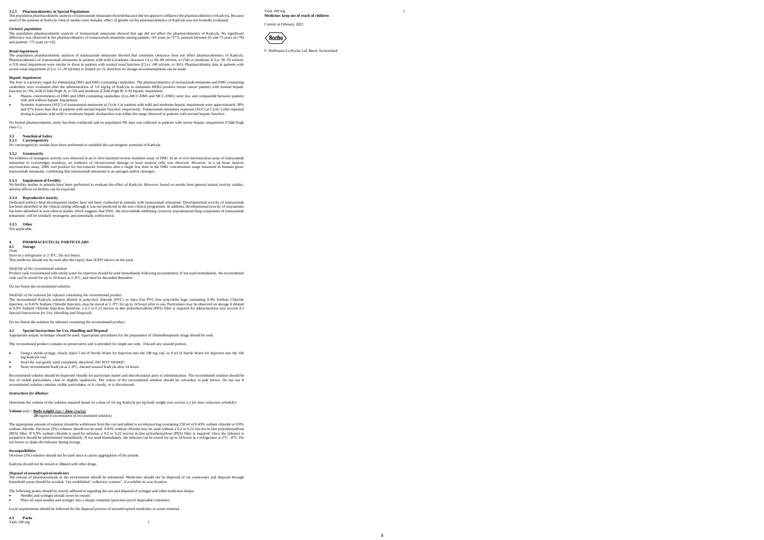### 3.2.5 Pharmacokinetics in Special Populations

The population pharmacokinetic analysis of trastuzumab emtansine showed that race did not appear to influence the pharmacokinetics of Kadcyla. Because most of the patients in Kadcyla clinical studies were females, effect of gender on the pharmacokinetics of Kadcyla was not formally evaluated.

*Geriatric population*

The population pharmacokinetic analysis of trastuzumab emtansine showed that age did not affect the pharmacokinetics of Kadcyla. No significant difference was observed in the pharmacokinetics of trastuzumab emtansine among patients <65 years (n=577), patients between 65 and 75 years (n=78) and patients >75 years (n=16).

*Renal impairment*

The population pharmacokinetic analysis of trastuzumab emtansine showed that creatinine clearance does not affect pharmacokinetics of Kadcyla. Pharmacokinetics of trastuzumab emtansine in patients with mild (creatinine clearance CLcr 60–89 ml/min, n=254) or moderate (CLcr 30–59 ml/min, n=53) renal impairment were similar to those in patients with normal renal function (CLcr ≥90 ml/min, n=361). Pharmacokinetic data in patients with severe renal impairment (CLcr 15–29 ml/min) is limited (n=1), therefore no dosage recommendations can be made.

*Hepatic impairment*

The liver is a primary organ for eliminating DM1 and DM1-containing catabolites. The pharmacokinetics of trastuzumab emtansine and DM1-containing catabolites were evaluated after the administration of 3.6 mg/kg of Kadcyla to metastatic HER2-positive breast cancer patients with normal hepatic function (n=10), mild (Child-Pugh A; n=10) and moderate (Child-Pugh B; n=8) hepatic impairment.

- Plasma concentrations of DM1 and DM1-containing catabolites (Lys-MCC-DM1 and MCC-DM1) were low and comparable between patients with and without hepatic impairment.
- Systemic exposures (AUC) of trastuzumab emtansine at Cycle 1 in patients with mild and moderate hepatic impairment were approximately 38% and 67% lower than that of patients with normal hepatic function, respectively. Trastuzumab emtansine exposure (AUC) at Cycle 3 after repeated dosing in patients with mild or moderate hepatic dysfunction was within the range observed in patients with normal hepatic function.

No formal pharmacokinetic study has been conducted and no population PK data was collected in patients with severe hepatic impairment (Child-Pugh class C).

## 3.3 Nonclinical Safety

### 3.3.1 Carcinogenicity

No carcinogenicity studies have been performed to establish the carcinogenic potential of Kadcyla.

### 3.3.2 Genotoxicity

No evidence of mutagenic activity was observed in an *in vitro* bacterial reverse mutation assay of DM1. In an *in vivo* micronucleus assay of trastuzumab emtansine in cynomolgus monkeys, no evidence of chromosomal damage to bone marrow cells was observed. However, in a rat bone marrow micronucleus assay, DM1 was positive for micronuclei formation after a single low dose in the DM1 concentration range measured in humans given trastuzumab emtansine, confirming that trastuzumab emtansine is an aneugen and/or clastogen.

### 3.3.3 Impairment of Fertility

No fertility studies in animals have been performed to evaluate the effect of Kadcyla. However, based on results from general animal toxicity studies, adverse effects on fertility can be expected.

### 3.3.4 Reproductive toxicity

Dedicated embryo-fetal development studies have not been conducted in animals with trastuzumab emtansine. Developmental toxicity of trastuzumab has been identified in the clinical setting although it was not predicted in the non-clinical programme. In addition, developmental toxicity of maytansine has been identified in non-clinical studies which suggests that DM1, the microtubule-inhibiting cytotoxic maytansinoid drug component of trastuzumab emtansine, will be similarly teratogenic and potentially embryotoxic.

### 3.3.5 Other

Not applicable.

# 4. PHARMACEUTICAL PARTICULARS

## 4.1 Storage

*Vials*

Store in a refrigerator at 2–8°C. Do not freeze.

This medicine should not be used after the expiry date (EXP) shown on the pack.

*Shelf-life of the reconstituted solution*

Product vials reconstituted with sterile water for injection should be used immediately following reconstitution. If not used immediately, the reconstituted vials can be stored for up to 24 hours at 2–8°C, and must be discarded thereafter.

Do not freeze the reconstituted solution.

*Shelf-life of the solution for infusion containing the reconstituted product*

The reconstituted Kadcyla solution diluted in polyvinyl chloride (PVC) or latex-free PVC-free polyolefin bags containing 0.9% Sodium Chloride Injection, or 0.45% Sodium Chloride Injection, may be stored at 2–8°C for up to 24 hours prior to use. Particulates may be observed on storage if diluted in 0.9% Sodium Chloride Injection, therefore, a 0.2 or 0.22 micron in-line polyethersulfone (PES) filter is required for administration *(see section 4.2 Special Instructions for Use, Handling and Disposal)*.

Do not freeze the solution for infusion containing the reconstituted product.

## 4.2 Special Instructions for Use, Handling and Disposal

Appropriate aseptic technique should be used. Appropriate procedures for the preparation of chemotherapeutic drugs should be used.

The reconstituted product contains no preservative and is intended for single use only. Discard any unused portion.

- Using a sterile syringe, slowly inject 5 ml of Sterile Water for Injection into the 100 mg vial, or 8 ml of Sterile Water for Injection into the 160 mg Kadcyla vial.
- Swirl the vial gently until completely dissolved. DO NOT SHAKE!
- Store reconstituted Kadcyla at 2–8°C; discard unused Kadcyla after 24 hours.

Reconstituted solution should be inspected visually for particulate matter and discolouration prior to administration. The reconstituted solution should be free of visible particulates, clear to slightly opalescent. The colour of the reconstituted solution should be colourless to pale brown. Do not use if reconstituted solution contains visible particulates, or is cloudy, or is discoloured.

***Instructions for dilution:***

Determine the volume of the solution required based on a dose of 3.6 mg Kadcyla per kg body weight *(see section 2.2 for dose reduction schedule)*:

$$\textbf{Volume}\text{ (ml)} = \frac{\textbf{Body weight}\text{ (kg)} \times \textbf{dose}\text{ (mg/kg)}}{\textbf{20}\text{ mg/ml (concentration of reconstituted solution)}}$$

The appropriate amount of solution should be withdrawn from the vial and added to an infusion bag containing 250 ml of 0.45% sodium chloride or 0.9% sodium chloride. Dextrose (5%) solution should not be used. 0.45% sodium chloride may be used without a 0.2 or 0.22 micron in-line polyethersulfone (PES) filter. If 0.9% sodium chloride is used for infusion, a 0.2 or 0.22 micron in-line polyethersulfone (PES) filter is required. Once the infusion is prepared it should be administered immediately. If not used immediately, the infusion can be stored for up to 24 hours in a refrigerator at 2°C - 8°C. Do not freeze or shake the infusion during storage.

*Incompatibilities*

Dextrose (5%) solution should not be used since it causes aggregation of the protein.

Kadcyla should not be mixed or diluted with other drugs.

*Disposal of unused/expired medicines*

The release of pharmaceuticals in the environment should be minimised. Medicines should not be disposed of via wastewater and disposal through household waste should be avoided. Use established "collection systems", if available in your location.

The following points should be strictly adhered to regarding the use and disposal of syringes and other medicinal sharps:

- Needles and syringes should never be reused.
- Place all used needles and syringes into a sharps container (puncture-proof disposable container).

Local requirements should be followed for the disposal process of unused/expired medicines or waste material.

## 4.3 Packs

| | |
|---|---|
| Vials 100 mg | 1 |
| Vials 160 mg | 1 |

**Medicine: keep out of reach of children**

Current at February 2022

Roche

F. Hoffmann-La Roche Ltd, Basel, Switzerland